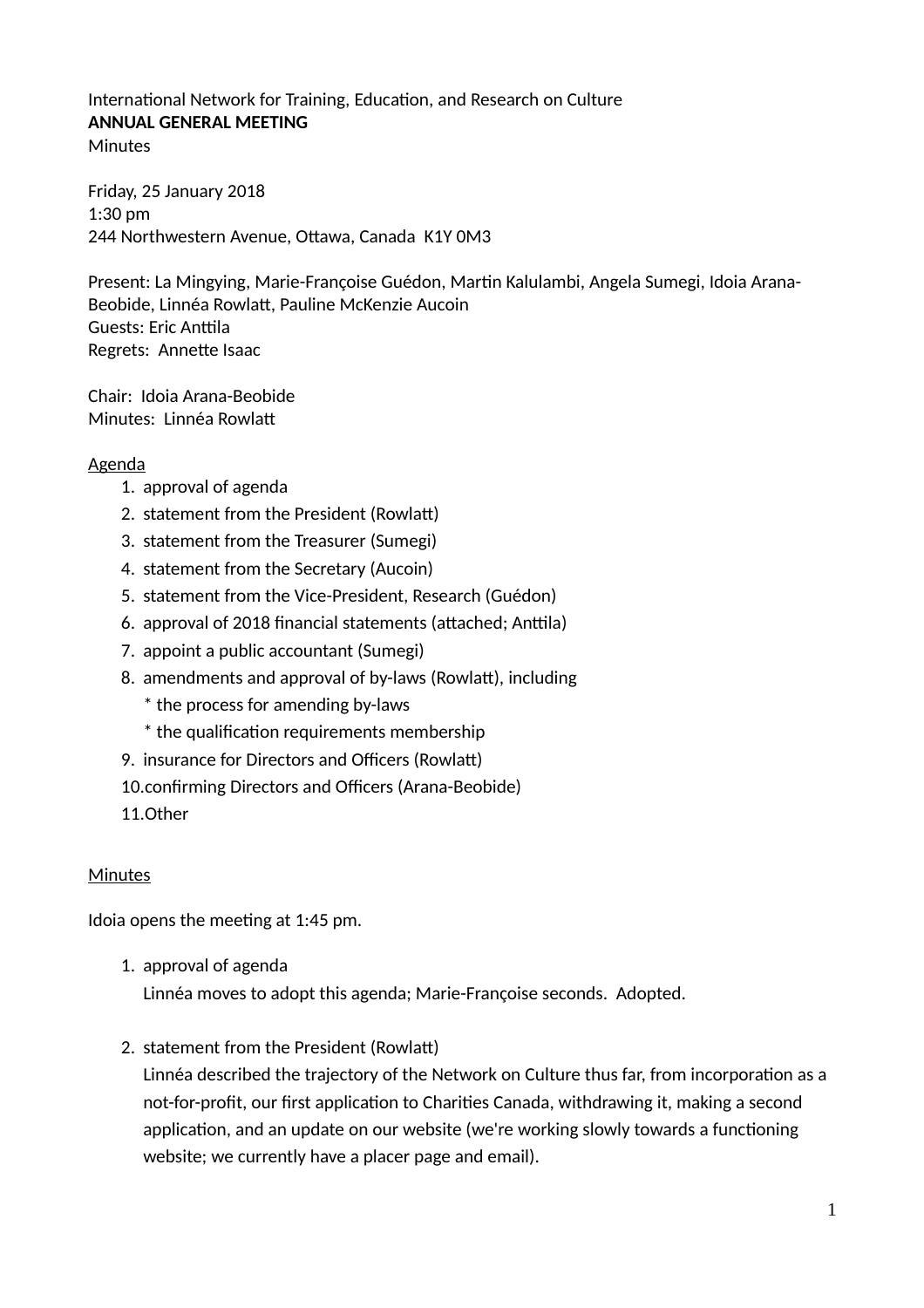International Network for Training, Education, and Research on Culture
**ANNUAL GENERAL MEETING**
Minutes

Friday, 25 January 2018
1:30 pm
244 Northwestern Avenue, Ottawa, Canada  K1Y 0M3

Present: La Mingying, Marie-Françoise Guédon, Martin Kalulambi, Angela Sumegi, Idoia Arana-Beobide, Linnéa Rowlatt, Pauline McKenzie Aucoin
Guests: Eric Anttila
Regrets:  Annette Isaac

Chair:  Idoia Arana-Beobide
Minutes:  Linnéa Rowlatt

<u>Agenda</u>

1. approval of agenda
2. statement from the President (Rowlatt)
3. statement from the Treasurer (Sumegi)
4. statement from the Secretary (Aucoin)
5. statement from the Vice-President, Research (Guédon)
6. approval of 2018 financial statements (attached; Anttila)
7. appoint a public accountant (Sumegi)
8. amendments and approval of by-laws (Rowlatt), including
   * the process for amending by-laws
   * the qualification requirements membership
9. insurance for Directors and Officers (Rowlatt)
10. confirming Directors and Officers (Arana-Beobide)
11. Other

<u>Minutes</u>

Idoia opens the meeting at 1:45 pm.

1. approval of agenda
   Linnéa moves to adopt this agenda; Marie-Françoise seconds.  Adopted.

2. statement from the President (Rowlatt)
   Linnéa described the trajectory of the Network on Culture thus far, from incorporation as a not-for-profit, our first application to Charities Canada, withdrawing it, making a second application, and an update on our website (we're working slowly towards a functioning website; we currently have a placer page and email).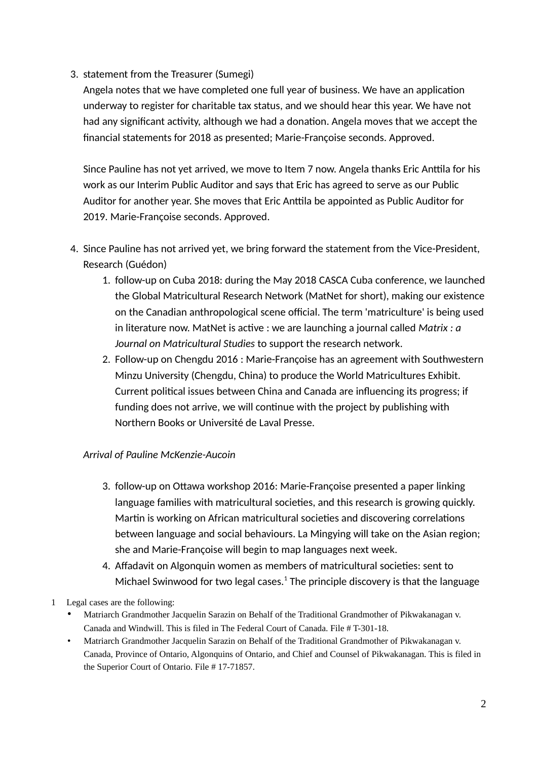3. statement from the Treasurer (Sumegi)

   Angela notes that we have completed one full year of business. We have an application underway to register for charitable tax status, and we should hear this year. We have not had any significant activity, although we had a donation. Angela moves that we accept the financial statements for 2018 as presented; Marie-Françoise seconds. Approved.

   Since Pauline has not yet arrived, we move to Item 7 now. Angela thanks Eric Anttila for his work as our Interim Public Auditor and says that Eric has agreed to serve as our Public Auditor for another year. She moves that Eric Anttila be appointed as Public Auditor for 2019. Marie-Françoise seconds. Approved.

4. Since Pauline has not arrived yet, we bring forward the statement from the Vice-President, Research (Guédon)
   1. follow-up on Cuba 2018: during the May 2018 CASCA Cuba conference, we launched the Global Matricultural Research Network (MatNet for short), making our existence on the Canadian anthropological scene official. The term 'matriculture' is being used in literature now. MatNet is active : we are launching a journal called *Matrix : a Journal on Matricultural Studies* to support the research network.
   2. Follow-up on Chengdu 2016 : Marie-Françoise has an agreement with Southwestern Minzu University (Chengdu, China) to produce the World Matricultures Exhibit. Current political issues between China and Canada are influencing its progress; if funding does not arrive, we will continue with the project by publishing with Northern Books or Université de Laval Presse.

   *Arrival of Pauline McKenzie-Aucoin*

   3. follow-up on Ottawa workshop 2016: Marie-Françoise presented a paper linking language families with matricultural societies, and this research is growing quickly. Martin is working on African matricultural societies and discovering correlations between language and social behaviours. La Mingying will take on the Asian region; she and Marie-Françoise will begin to map languages next week.
   4. Affadavit on Algonquin women as members of matricultural societies: sent to Michael Swinwood for two legal cases.[1] The principle discovery is that the language

---

1 Legal cases are the following:
- Matriarch Grandmother Jacquelin Sarazin on Behalf of the Traditional Grandmother of Pikwakanagan v. Canada and Windwill. This is filed in The Federal Court of Canada. File # T-301-18.
- Matriarch Grandmother Jacquelin Sarazin on Behalf of the Traditional Grandmother of Pikwakanagan v. Canada, Province of Ontario, Algonquins of Ontario, and Chief and Counsel of Pikwakanagan. This is filed in the Superior Court of Ontario. File # 17-71857.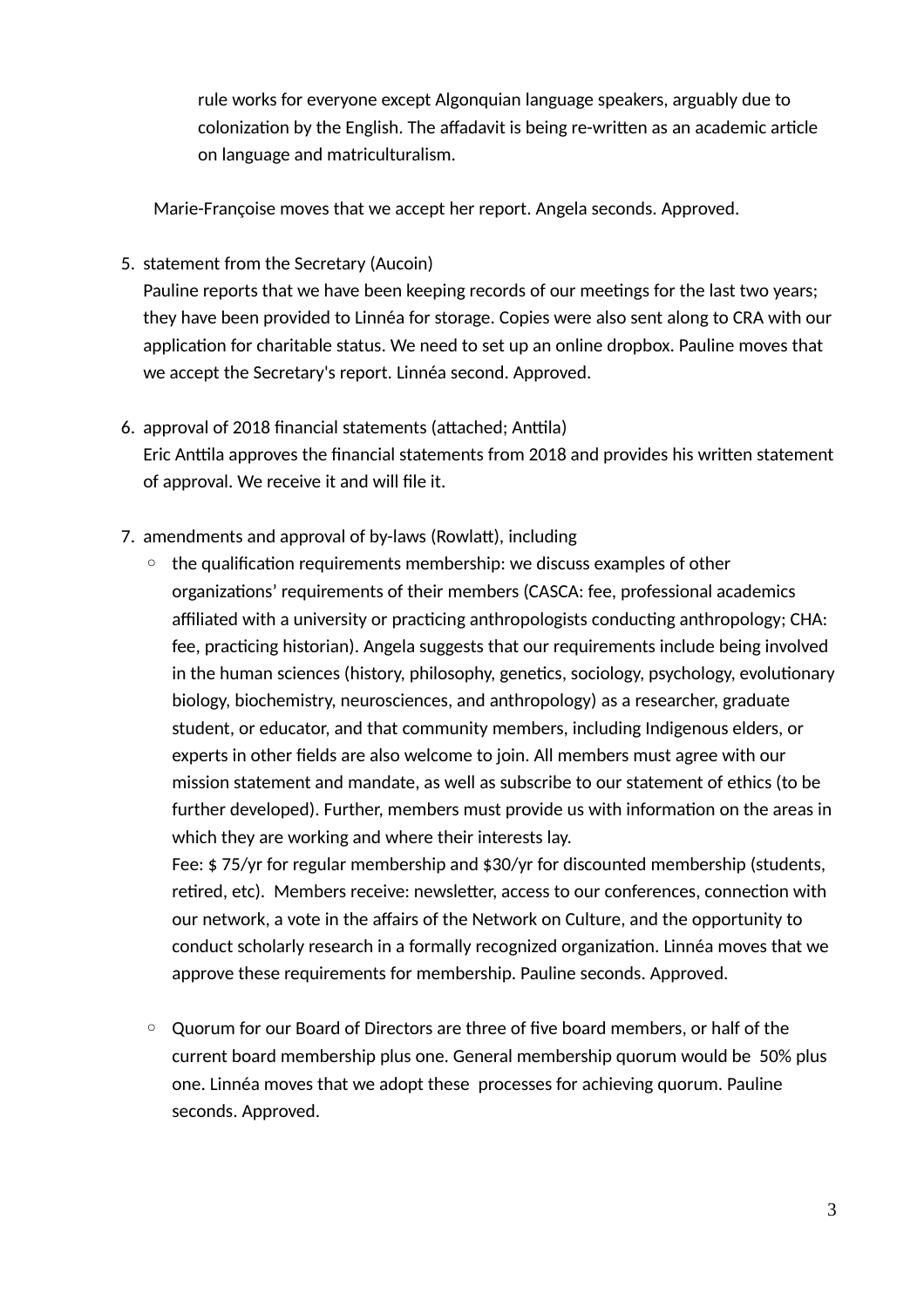rule works for everyone except Algonquian language speakers, arguably due to colonization by the English. The affadavit is being re-written as an academic article on language and matriculturalism.

Marie-Françoise moves that we accept her report. Angela seconds. Approved.

5. statement from the Secretary (Aucoin)
   Pauline reports that we have been keeping records of our meetings for the last two years; they have been provided to Linnéa for storage. Copies were also sent along to CRA with our application for charitable status. We need to set up an online dropbox. Pauline moves that we accept the Secretary's report. Linnéa second. Approved.

6. approval of 2018 financial statements (attached; Anttila)
   Eric Anttila approves the financial statements from 2018 and provides his written statement of approval. We receive it and will file it.

7. amendments and approval of by-laws (Rowlatt), including
   - the qualification requirements membership: we discuss examples of other organizations' requirements of their members (CASCA: fee, professional academics affiliated with a university or practicing anthropologists conducting anthropology; CHA: fee, practicing historian). Angela suggests that our requirements include being involved in the human sciences (history, philosophy, genetics, sociology, psychology, evolutionary biology, biochemistry, neurosciences, and anthropology) as a researcher, graduate student, or educator, and that community members, including Indigenous elders, or experts in other fields are also welcome to join. All members must agree with our mission statement and mandate, as well as subscribe to our statement of ethics (to be further developed). Further, members must provide us with information on the areas in which they are working and where their interests lay.
     Fee: $ 75/yr for regular membership and $30/yr for discounted membership (students, retired, etc). Members receive: newsletter, access to our conferences, connection with our network, a vote in the affairs of the Network on Culture, and the opportunity to conduct scholarly research in a formally recognized organization. Linnéa moves that we approve these requirements for membership. Pauline seconds. Approved.

   - Quorum for our Board of Directors are three of five board members, or half of the current board membership plus one. General membership quorum would be 50% plus one. Linnéa moves that we adopt these processes for achieving quorum. Pauline seconds. Approved.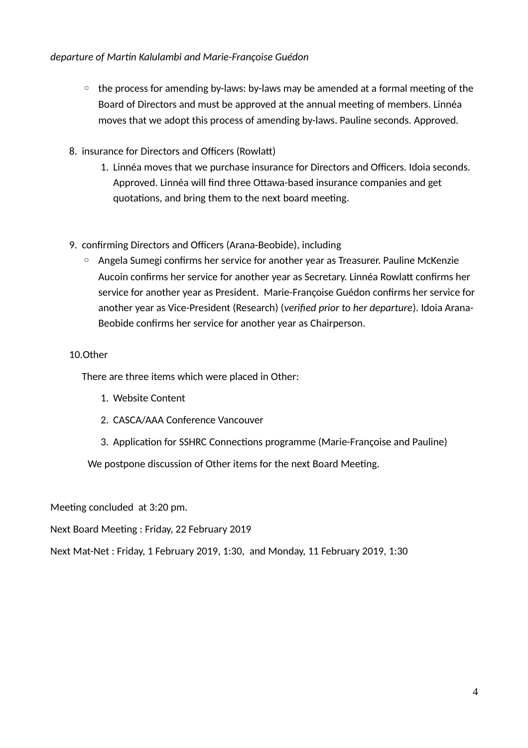*departure of Martin Kalulambi and Marie-Françoise Guédon*

- the process for amending by-laws: by-laws may be amended at a formal meeting of the Board of Directors and must be approved at the annual meeting of members. Linnéa moves that we adopt this process of amending by-laws. Pauline seconds. Approved.

8. insurance for Directors and Officers (Rowlatt)
    1. Linnéa moves that we purchase insurance for Directors and Officers. Idoia seconds. Approved. Linnéa will find three Ottawa-based insurance companies and get quotations, and bring them to the next board meeting.

9. confirming Directors and Officers (Arana-Beobide), including
    - Angela Sumegi confirms her service for another year as Treasurer. Pauline McKenzie Aucoin confirms her service for another year as Secretary. Linnéa Rowlatt confirms her service for another year as President. Marie-Françoise Guédon confirms her service for another year as Vice-President (Research) (*verified prior to her departure*). Idoia Arana-Beobide confirms her service for another year as Chairperson.

10. Other

    There are three items which were placed in Other:

    1. Website Content
    2. CASCA/AAA Conference Vancouver
    3. Application for SSHRC Connections programme (Marie-Françoise and Pauline)

    We postpone discussion of Other items for the next Board Meeting.

Meeting concluded at 3:20 pm.

Next Board Meeting : Friday, 22 February 2019

Next Mat-Net : Friday, 1 February 2019, 1:30, and Monday, 11 February 2019, 1:30